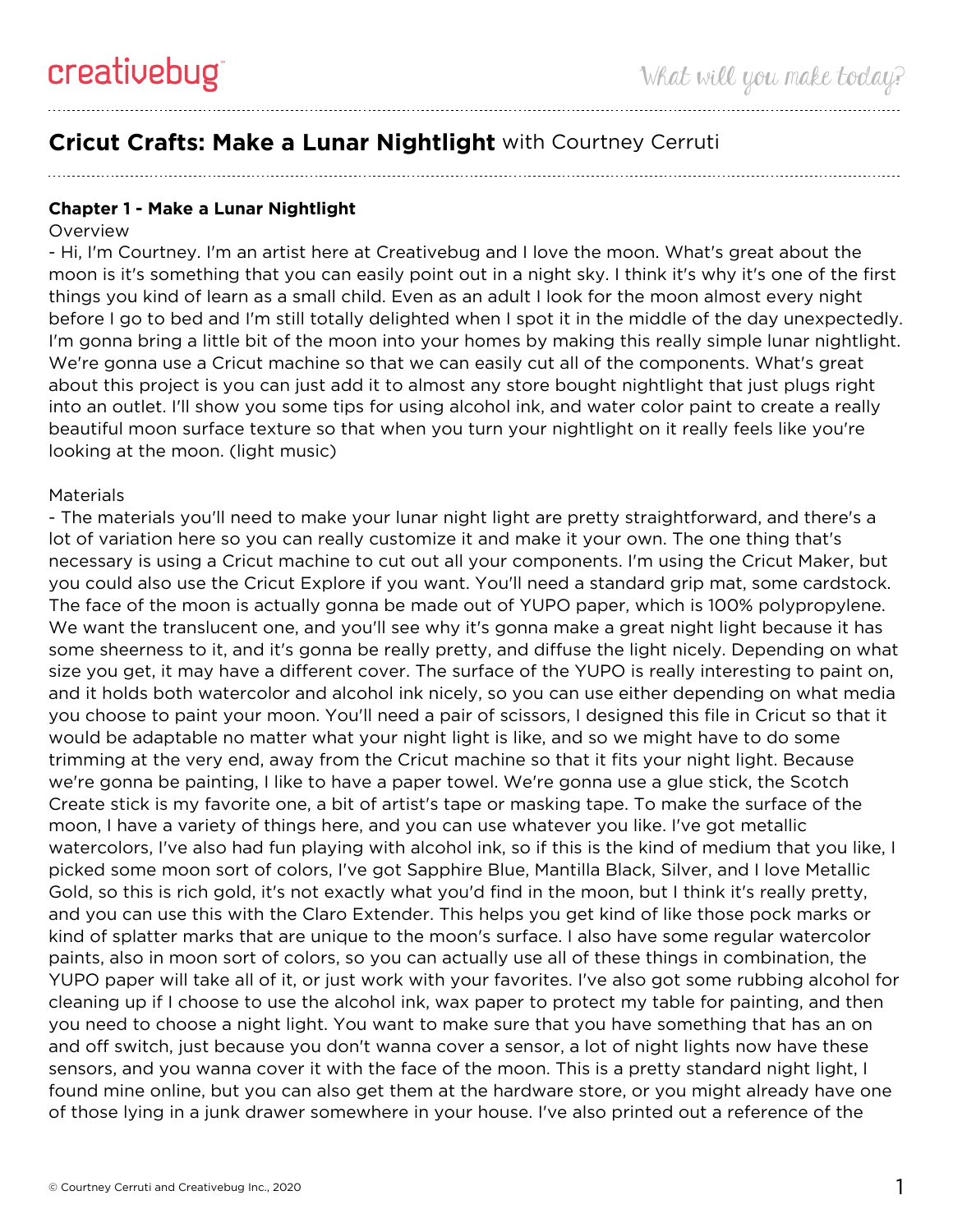# Cricut Crafts: Make a Lunar Nightlight with Courtney Cerruti

## Chapter 1 - Make a Lunar Nightlight

Overview

- Hi, I'm Courtney. I'm an artist here at Creativebug and I love the moon. What's great about the moon is it's something that you can easily point out in a night sky. I think it's why it's one of the first things you kind of learn as a small child. Even as an adult I look for the moon almost every night before I go to bed and I'm still totally delighted when I spot it in the middle of the day unexpectedly. I'm gonna bring a little bit of the moon into your homes by making this really simple lunar nightlight. We're gonna use a Cricut machine so that we can easily cut all of the components. What's great about this project is you can just add it to almost any store bought nightlight that just plugs right into an outlet. I'll show you some tips for using alcohol ink, and water color paint to create a really beautiful moon surface texture so that when you turn your nightlight on it really feels like you're looking at the moon. (light music)

Materials

- The materials you'll need to make your lunar night light are pretty straightforward, and there's a lot of variation here so you can really customize it and make it your own. The one thing that's necessary is using a Cricut machine to cut out all your components. I'm using the Cricut Maker, but you could also use the Cricut Explore if you want. You'll need a standard grip mat, some cardstock. The face of the moon is actually gonna be made out of YUPO paper, which is 100% polypropylene. We want the translucent one, and you'll see why it's gonna make a great night light because it has some sheerness to it, and it's gonna be really pretty, and diffuse the light nicely. Depending on what size you get, it may have a different cover. The surface of the YUPO is really interesting to paint on, and it holds both watercolor and alcohol ink nicely, so you can use either depending on what media you choose to paint your moon. You'll need a pair of scissors, I designed this file in Cricut so that it would be adaptable no matter what your night light is like, and so we might have to do some trimming at the very end, away from the Cricut machine so that it fits your night light. Because we're gonna be painting, I like to have a paper towel. We're gonna use a glue stick, the Scotch Create stick is my favorite one, a bit of artist's tape or masking tape. To make the surface of the moon, I have a variety of things here, and you can use whatever you like. I've got metallic watercolors, I've also had fun playing with alcohol ink, so if this is the kind of medium that you like, I picked some moon sort of colors, I've got Sapphire Blue, Mantilla Black, Silver, and I love Metallic Gold, so this is rich gold, it's not exactly what you'd find in the moon, but I think it's really pretty, and you can use this with the Claro Extender. This helps you get kind of like those pock marks or kind of splatter marks that are unique to the moon's surface. I also have some regular watercolor paints, also in moon sort of colors, so you can actually use all of these things in combination, the YUPO paper will take all of it, or just work with your favorites. I've also got some rubbing alcohol for cleaning up if I choose to use the alcohol ink, wax paper to protect my table for painting, and then you need to choose a night light. You want to make sure that you have something that has an on and off switch, just because you don't wanna cover a sensor, a lot of night lights now have these sensors, and you wanna cover it with the face of the moon. This is a pretty standard night light, I found mine online, but you can also get them at the hardware store, or you might already have one of those lying in a junk drawer somewhere in your house. I've also printed out a reference of the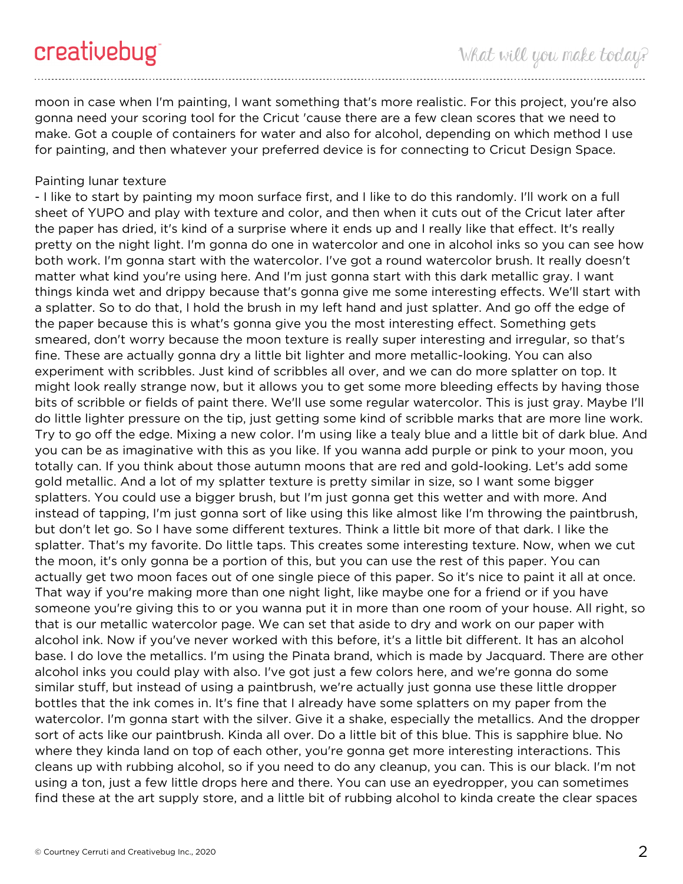moon in case when I'm painting, I want something that's more realistic. For this project, you're also gonna need your scoring tool for the Cricut 'cause there are a few clean scores that we need to make. Got a couple of containers for water and also for alcohol, depending on which method I use for painting, and then whatever your preferred device is for connecting to Cricut Design Space.

## Painting lunar texture

- I like to start by painting my moon surface first, and I like to do this randomly. I'll work on a full sheet of YUPO and play with texture and color, and then when it cuts out of the Cricut later after the paper has dried, it's kind of a surprise where it ends up and I really like that effect. It's really pretty on the night light. I'm gonna do one in watercolor and one in alcohol inks so you can see how both work. I'm gonna start with the watercolor. I've got a round watercolor brush. It really doesn't matter what kind you're using here. And I'm just gonna start with this dark metallic gray. I want things kinda wet and drippy because that's gonna give me some interesting effects. We'll start with a splatter. So to do that, I hold the brush in my left hand and just splatter. And go off the edge of the paper because this is what's gonna give you the most interesting effect. Something gets smeared, don't worry because the moon texture is really super interesting and irregular, so that's fine. These are actually gonna dry a little bit lighter and more metallic-looking. You can also experiment with scribbles. Just kind of scribbles all over, and we can do more splatter on top. It might look really strange now, but it allows you to get some more bleeding effects by having those bits of scribble or fields of paint there. We'll use some regular watercolor. This is just gray. Maybe I'll do little lighter pressure on the tip, just getting some kind of scribble marks that are more line work. Try to go off the edge. Mixing a new color. I'm using like a tealy blue and a little bit of dark blue. And you can be as imaginative with this as you like. If you wanna add purple or pink to your moon, you totally can. If you think about those autumn moons that are red and gold-looking. Let's add some gold metallic. And a lot of my splatter texture is pretty similar in size, so I want some bigger splatters. You could use a bigger brush, but I'm just gonna get this wetter and with more. And instead of tapping, I'm just gonna sort of like using this like almost like I'm throwing the paintbrush, but don't let go. So I have some different textures. Think a little bit more of that dark. I like the splatter. That's my favorite. Do little taps. This creates some interesting texture. Now, when we cut the moon, it's only gonna be a portion of this, but you can use the rest of this paper. You can actually get two moon faces out of one single piece of this paper. So it's nice to paint it all at once. That way if you're making more than one night light, like maybe one for a friend or if you have someone you're giving this to or you wanna put it in more than one room of your house. All right, so that is our metallic watercolor page. We can set that aside to dry and work on our paper with alcohol ink. Now if you've never worked with this before, it's a little bit different. It has an alcohol base. I do love the metallics. I'm using the Pinata brand, which is made by Jacquard. There are other alcohol inks you could play with also. I've got just a few colors here, and we're gonna do some similar stuff, but instead of using a paintbrush, we're actually just gonna use these little dropper bottles that the ink comes in. It's fine that I already have some splatters on my paper from the watercolor. I'm gonna start with the silver. Give it a shake, especially the metallics. And the dropper sort of acts like our paintbrush. Kinda all over. Do a little bit of this blue. This is sapphire blue. No where they kinda land on top of each other, you're gonna get more interesting interactions. This cleans up with rubbing alcohol, so if you need to do any cleanup, you can. This is our black. I'm not using a ton, just a few little drops here and there. You can use an eyedropper, you can sometimes find these at the art supply store, and a little bit of rubbing alcohol to kinda create the clear spaces

© Courtney Cerruti and Creativebug Inc., 2020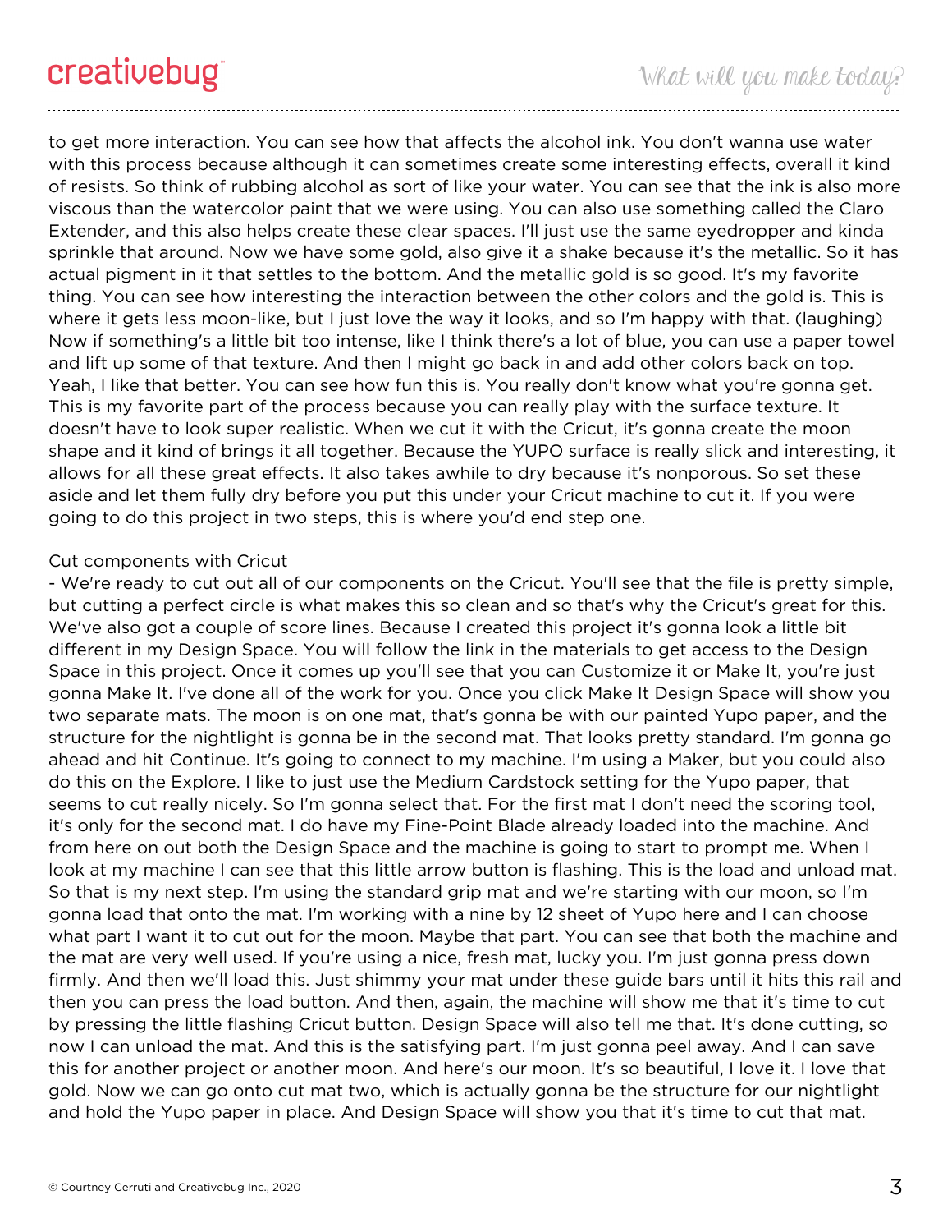to get more interaction. You can see how that affects the alcohol ink. You don't wanna use water with this process because although it can sometimes create some interesting effects, overall it kind of resists. So think of rubbing alcohol as sort of like your water. You can see that the ink is also more viscous than the watercolor paint that we were using. You can also use something called the Claro Extender, and this also helps create these clear spaces. I'll just use the same eyedropper and kinda sprinkle that around. Now we have some gold, also give it a shake because it's the metallic. So it has actual pigment in it that settles to the bottom. And the metallic gold is so good. It's my favorite thing. You can see how interesting the interaction between the other colors and the gold is. This is where it gets less moon-like, but I just love the way it looks, and so I'm happy with that. (laughing) Now if something's a little bit too intense, like I think there's a lot of blue, you can use a paper towel and lift up some of that texture. And then I might go back in and add other colors back on top. Yeah, I like that better. You can see how fun this is. You really don't know what you're gonna get. This is my favorite part of the process because you can really play with the surface texture. It doesn't have to look super realistic. When we cut it with the Cricut, it's gonna create the moon shape and it kind of brings it all together. Because the YUPO surface is really slick and interesting, it allows for all these great effects. It also takes awhile to dry because it's nonporous. So set these aside and let them fully dry before you put this under your Cricut machine to cut it. If you were going to do this project in two steps, this is where you'd end step one.

Cut components with Cricut

- We're ready to cut out all of our components on the Cricut. You'll see that the file is pretty simple, but cutting a perfect circle is what makes this so clean and so that's why the Cricut's great for this. We've also got a couple of score lines. Because I created this project it's gonna look a little bit different in my Design Space. You will follow the link in the materials to get access to the Design Space in this project. Once it comes up you'll see that you can Customize it or Make It, you're just gonna Make It. I've done all of the work for you. Once you click Make It Design Space will show you two separate mats. The moon is on one mat, that's gonna be with our painted Yupo paper, and the structure for the nightlight is gonna be in the second mat. That looks pretty standard. I'm gonna go ahead and hit Continue. It's going to connect to my machine. I'm using a Maker, but you could also do this on the Explore. I like to just use the Medium Cardstock setting for the Yupo paper, that seems to cut really nicely. So I'm gonna select that. For the first mat I don't need the scoring tool, it's only for the second mat. I do have my Fine-Point Blade already loaded into the machine. And from here on out both the Design Space and the machine is going to start to prompt me. When I look at my machine I can see that this little arrow button is flashing. This is the load and unload mat. So that is my next step. I'm using the standard grip mat and we're starting with our moon, so I'm gonna load that onto the mat. I'm working with a nine by 12 sheet of Yupo here and I can choose what part I want it to cut out for the moon. Maybe that part. You can see that both the machine and the mat are very well used. If you're using a nice, fresh mat, lucky you. I'm just gonna press down firmly. And then we'll load this. Just shimmy your mat under these guide bars until it hits this rail and then you can press the load button. And then, again, the machine will show me that it's time to cut by pressing the little flashing Cricut button. Design Space will also tell me that. It's done cutting, so now I can unload the mat. And this is the satisfying part. I'm just gonna peel away. And I can save this for another project or another moon. And here's our moon. It's so beautiful, I love it. I love that gold. Now we can go onto cut mat two, which is actually gonna be the structure for our nightlight and hold the Yupo paper in place. And Design Space will show you that it's time to cut that mat.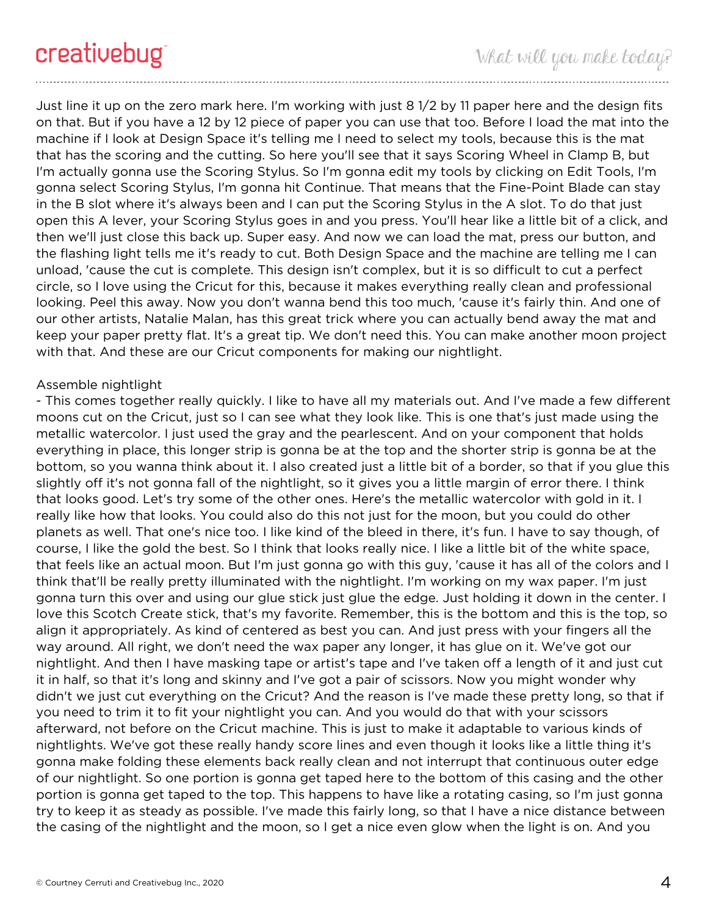Just line it up on the zero mark here. I'm working with just 8 1/2 by 11 paper here and the design fits on that. But if you have a 12 by 12 piece of paper you can use that too. Before I load the mat into the machine if I look at Design Space it's telling me I need to select my tools, because this is the mat that has the scoring and the cutting. So here you'll see that it says Scoring Wheel in Clamp B, but I'm actually gonna use the Scoring Stylus. So I'm gonna edit my tools by clicking on Edit Tools, I'm gonna select Scoring Stylus, I'm gonna hit Continue. That means that the Fine-Point Blade can stay in the B slot where it's always been and I can put the Scoring Stylus in the A slot. To do that just open this A lever, your Scoring Stylus goes in and you press. You'll hear like a little bit of a click, and then we'll just close this back up. Super easy. And now we can load the mat, press our button, and the flashing light tells me it's ready to cut. Both Design Space and the machine are telling me I can unload, 'cause the cut is complete. This design isn't complex, but it is so difficult to cut a perfect circle, so I love using the Cricut for this, because it makes everything really clean and professional looking. Peel this away. Now you don't wanna bend this too much, 'cause it's fairly thin. And one of our other artists, Natalie Malan, has this great trick where you can actually bend away the mat and keep your paper pretty flat. It's a great tip. We don't need this. You can make another moon project with that. And these are our Cricut components for making our nightlight.

Assemble nightlight

- This comes together really quickly. I like to have all my materials out. And I've made a few different moons cut on the Cricut, just so I can see what they look like. This is one that's just made using the metallic watercolor. I just used the gray and the pearlescent. And on your component that holds everything in place, this longer strip is gonna be at the top and the shorter strip is gonna be at the bottom, so you wanna think about it. I also created just a little bit of a border, so that if you glue this slightly off it's not gonna fall of the nightlight, so it gives you a little margin of error there. I think that looks good. Let's try some of the other ones. Here's the metallic watercolor with gold in it. I really like how that looks. You could also do this not just for the moon, but you could do other planets as well. That one's nice too. I like kind of the bleed in there, it's fun. I have to say though, of course, I like the gold the best. So I think that looks really nice. I like a little bit of the white space, that feels like an actual moon. But I'm just gonna go with this guy, 'cause it has all of the colors and I think that'll be really pretty illuminated with the nightlight. I'm working on my wax paper. I'm just gonna turn this over and using our glue stick just glue the edge. Just holding it down in the center. I love this Scotch Create stick, that's my favorite. Remember, this is the bottom and this is the top, so align it appropriately. As kind of centered as best you can. And just press with your fingers all the way around. All right, we don't need the wax paper any longer, it has glue on it. We've got our nightlight. And then I have masking tape or artist's tape and I've taken off a length of it and just cut it in half, so that it's long and skinny and I've got a pair of scissors. Now you might wonder why didn't we just cut everything on the Cricut? And the reason is I've made these pretty long, so that if you need to trim it to fit your nightlight you can. And you would do that with your scissors afterward, not before on the Cricut machine. This is just to make it adaptable to various kinds of nightlights. We've got these really handy score lines and even though it looks like a little thing it's gonna make folding these elements back really clean and not interrupt that continuous outer edge of our nightlight. So one portion is gonna get taped here to the bottom of this casing and the other portion is gonna get taped to the top. This happens to have like a rotating casing, so I'm just gonna try to keep it as steady as possible. I've made this fairly long, so that I have a nice distance between the casing of the nightlight and the moon, so I get a nice even glow when the light is on. And you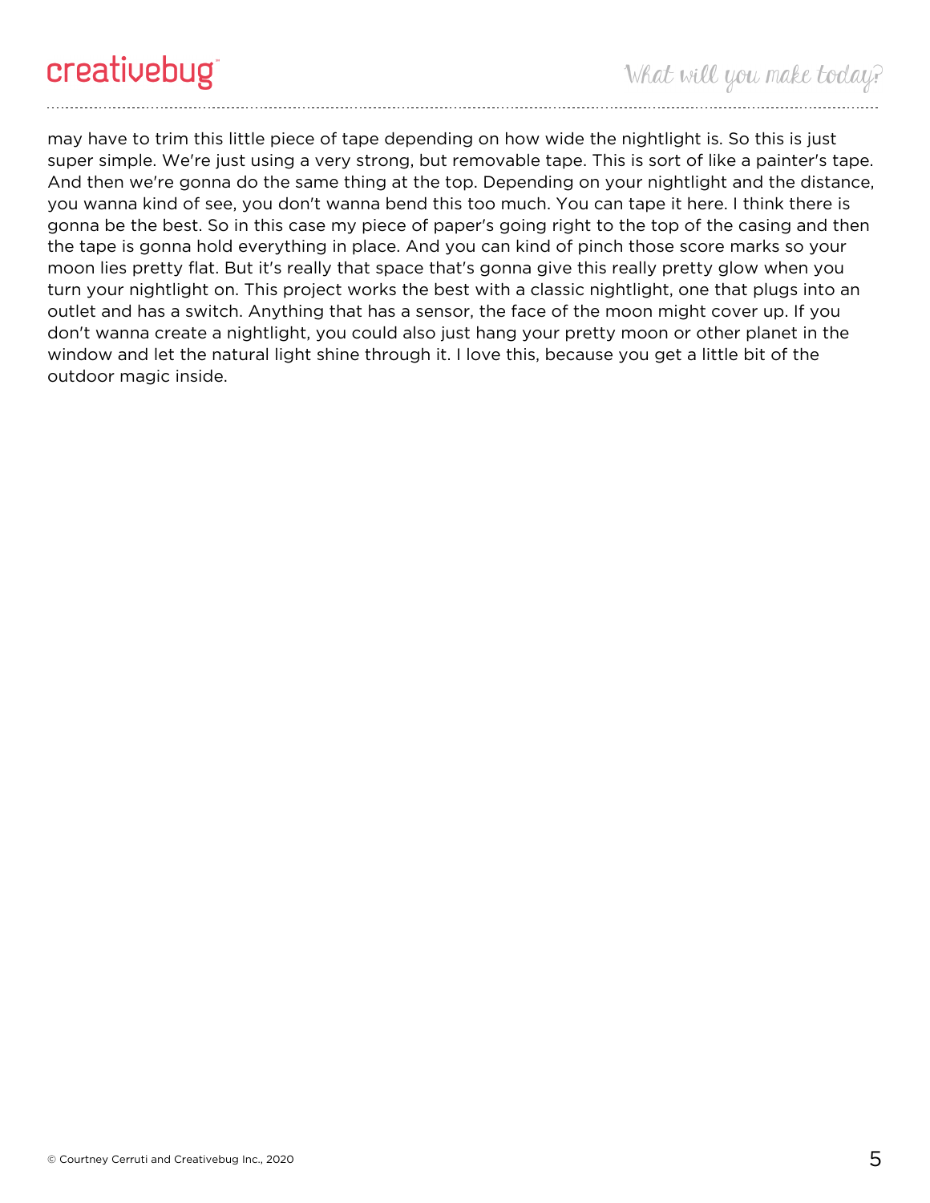may have to trim this little piece of tape depending on how wide the nightlight is. So this is just super simple. We're just using a very strong, but removable tape. This is sort of like a painter's tape. And then we're gonna do the same thing at the top. Depending on your nightlight and the distance, you wanna kind of see, you don't wanna bend this too much. You can tape it here. I think there is gonna be the best. So in this case my piece of paper's going right to the top of the casing and then the tape is gonna hold everything in place. And you can kind of pinch those score marks so your moon lies pretty flat. But it's really that space that's gonna give this really pretty glow when you turn your nightlight on. This project works the best with a classic nightlight, one that plugs into an outlet and has a switch. Anything that has a sensor, the face of the moon might cover up. If you don't wanna create a nightlight, you could also just hang your pretty moon or other planet in the window and let the natural light shine through it. I love this, because you get a little bit of the outdoor magic inside.

© Courtney Cerruti and Creativebug Inc., 2020